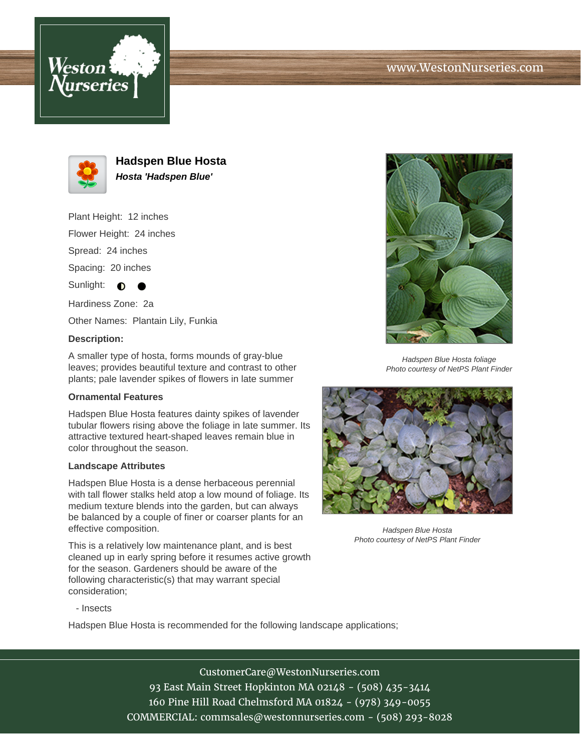# Hadspen Blue Hosta

***Hosta 'Hadspen Blue'***

Plant Height: 12 inches

Flower Height: 24 inches

Spread: 24 inches

Spacing: 20 inches

Sunlight: ◐ ●

Hardiness Zone: 2a

Other Names: Plantain Lily, Funkia

**Description:**

A smaller type of hosta, forms mounds of gray-blue leaves; provides beautiful texture and contrast to other plants; pale lavender spikes of flowers in late summer

### Ornamental Features

Hadspen Blue Hosta features dainty spikes of lavender tubular flowers rising above the foliage in late summer. Its attractive textured heart-shaped leaves remain blue in color throughout the season.

### Landscape Attributes

Hadspen Blue Hosta is a dense herbaceous perennial with tall flower stalks held atop a low mound of foliage. Its medium texture blends into the garden, but can always be balanced by a couple of finer or coarser plants for an effective composition.

This is a relatively low maintenance plant, and is best cleaned up in early spring before it resumes active growth for the season. Gardeners should be aware of the following characteristic(s) that may warrant special consideration;

- Insects

Hadspen Blue Hosta is recommended for the following landscape applications;

*Hadspen Blue Hosta foliage*
*Photo courtesy of NetPS Plant Finder*

*Hadspen Blue Hosta*
*Photo courtesy of NetPS Plant Finder*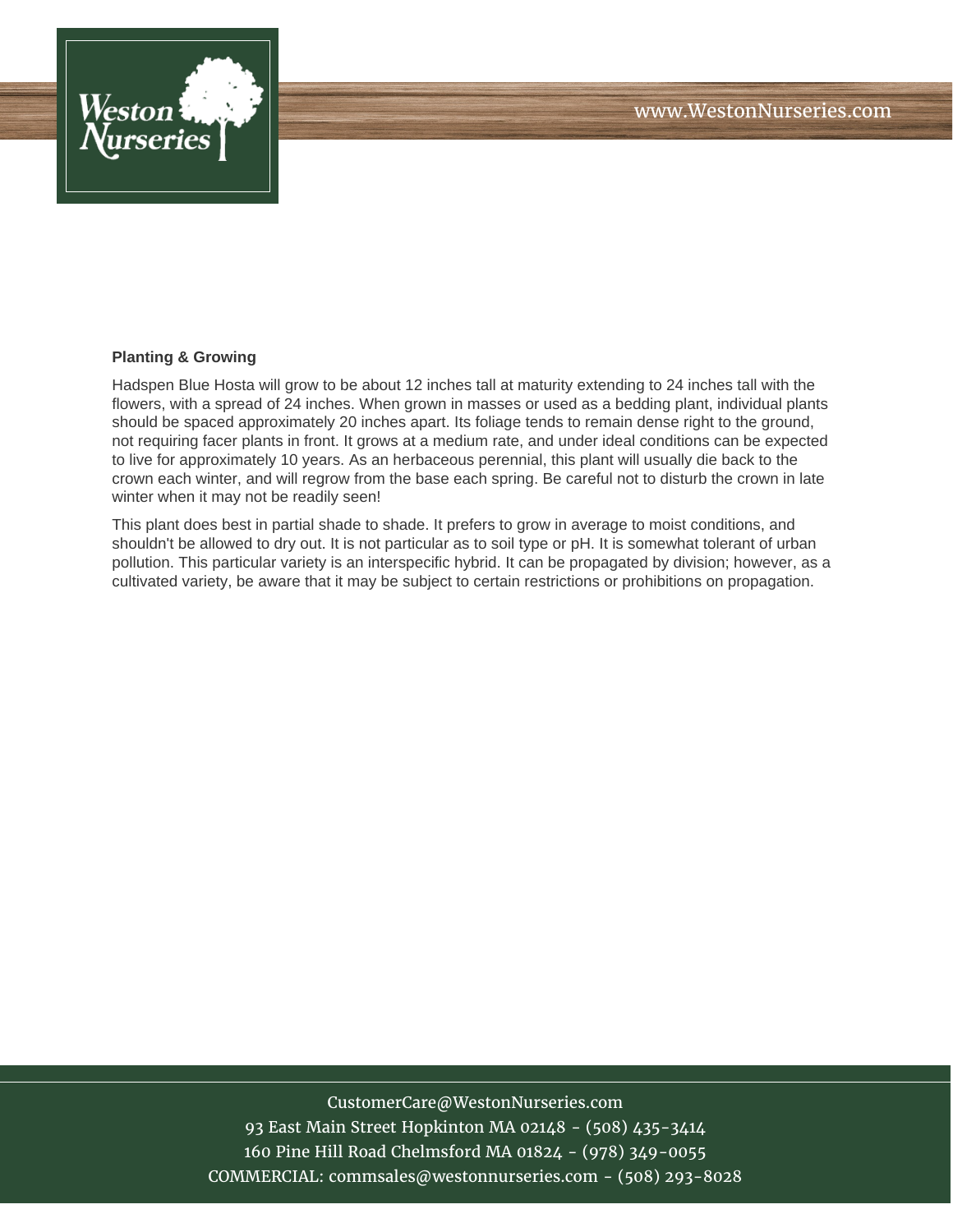**Planting & Growing**

Hadspen Blue Hosta will grow to be about 12 inches tall at maturity extending to 24 inches tall with the flowers, with a spread of 24 inches. When grown in masses or used as a bedding plant, individual plants should be spaced approximately 20 inches apart. Its foliage tends to remain dense right to the ground, not requiring facer plants in front. It grows at a medium rate, and under ideal conditions can be expected to live for approximately 10 years. As an herbaceous perennial, this plant will usually die back to the crown each winter, and will regrow from the base each spring. Be careful not to disturb the crown in late winter when it may not be readily seen!

This plant does best in partial shade to shade. It prefers to grow in average to moist conditions, and shouldn't be allowed to dry out. It is not particular as to soil type or pH. It is somewhat tolerant of urban pollution. This particular variety is an interspecific hybrid. It can be propagated by division; however, as a cultivated variety, be aware that it may be subject to certain restrictions or prohibitions on propagation.